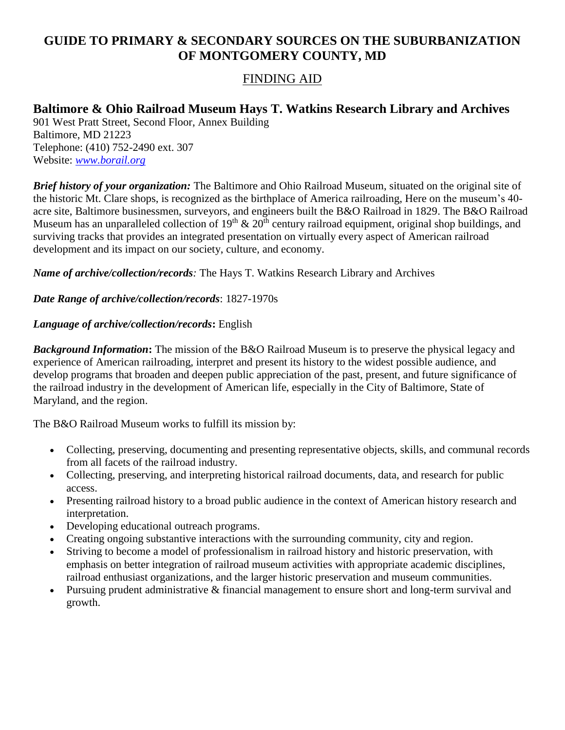# GUIDE TO PRIMARY & SECONDARY SOURCES ON THE SUBURBANIZATION OF MONTGOMERY COUNTY, MD

## FINDING AID

### Baltimore & Ohio Railroad Museum Hays T. Watkins Research Library and Archives

901 West Pratt Street, Second Floor, Annex Building
Baltimore, MD 21223
Telephone: (410) 752-2490 ext. 307
Website: [www.borail.org](http://www.borail.org)

***Brief history of your organization:*** The Baltimore and Ohio Railroad Museum, situated on the original site of the historic Mt. Clare shops, is recognized as the birthplace of America railroading, Here on the museum's 40-acre site, Baltimore businessmen, surveyors, and engineers built the B&O Railroad in 1829. The B&O Railroad Museum has an unparalleled collection of 19th & 20th century railroad equipment, original shop buildings, and surviving tracks that provides an integrated presentation on virtually every aspect of American railroad development and its impact on our society, culture, and economy.

***Name of archive/collection/records:*** The Hays T. Watkins Research Library and Archives

***Date Range of archive/collection/records***: 1827-1970s

***Language of archive/collection/records*:** English

***Background Information*:** The mission of the B&O Railroad Museum is to preserve the physical legacy and experience of American railroading, interpret and present its history to the widest possible audience, and develop programs that broaden and deepen public appreciation of the past, present, and future significance of the railroad industry in the development of American life, especially in the City of Baltimore, State of Maryland, and the region.

The B&O Railroad Museum works to fulfill its mission by:

- Collecting, preserving, documenting and presenting representative objects, skills, and communal records from all facets of the railroad industry.
- Collecting, preserving, and interpreting historical railroad documents, data, and research for public access.
- Presenting railroad history to a broad public audience in the context of American history research and interpretation.
- Developing educational outreach programs.
- Creating ongoing substantive interactions with the surrounding community, city and region.
- Striving to become a model of professionalism in railroad history and historic preservation, with emphasis on better integration of railroad museum activities with appropriate academic disciplines, railroad enthusiast organizations, and the larger historic preservation and museum communities.
- Pursuing prudent administrative & financial management to ensure short and long-term survival and growth.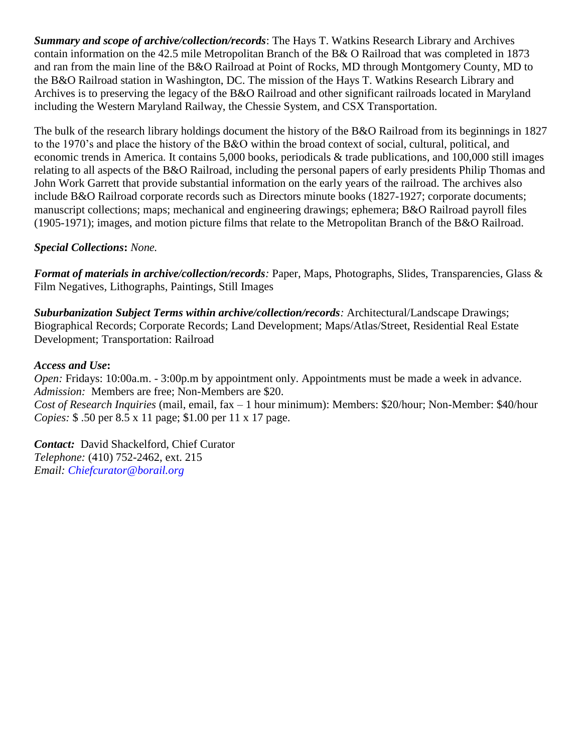***Summary and scope of archive/collection/records***: The Hays T. Watkins Research Library and Archives contain information on the 42.5 mile Metropolitan Branch of the B& O Railroad that was completed in 1873 and ran from the main line of the B&O Railroad at Point of Rocks, MD through Montgomery County, MD to the B&O Railroad station in Washington, DC. The mission of the Hays T. Watkins Research Library and Archives is to preserving the legacy of the B&O Railroad and other significant railroads located in Maryland including the Western Maryland Railway, the Chessie System, and CSX Transportation.

The bulk of the research library holdings document the history of the B&O Railroad from its beginnings in 1827 to the 1970's and place the history of the B&O within the broad context of social, cultural, political, and economic trends in America. It contains 5,000 books, periodicals & trade publications, and 100,000 still images relating to all aspects of the B&O Railroad, including the personal papers of early presidents Philip Thomas and John Work Garrett that provide substantial information on the early years of the railroad. The archives also include B&O Railroad corporate records such as Directors minute books (1827-1927; corporate documents; manuscript collections; maps; mechanical and engineering drawings; ephemera; B&O Railroad payroll files (1905-1971); images, and motion picture films that relate to the Metropolitan Branch of the B&O Railroad.

***Special Collections*****:** *None.*

***Format of materials in archive/collection/records****:* Paper, Maps, Photographs, Slides, Transparencies, Glass & Film Negatives, Lithographs, Paintings, Still Images

***Suburbanization Subject Terms within archive/collection/records****:* Architectural/Landscape Drawings; Biographical Records; Corporate Records; Land Development; Maps/Atlas/Street, Residential Real Estate Development; Transportation: Railroad

***Access and Use*****:**

*Open:* Fridays: 10:00a.m. - 3:00p.m by appointment only. Appointments must be made a week in advance.
*Admission:* Members are free; Non-Members are $20.
*Cost of Research Inquiries* (mail, email, fax – 1 hour minimum): Members: $20/hour; Non-Member: $40/hour
*Copies:* $ .50 per 8.5 x 11 page; $1.00 per 11 x 17 page.

***Contact:*** David Shackelford, Chief Curator
*Telephone:* (410) 752-2462, ext. 215
*Email: Chiefcurator@borail.org*